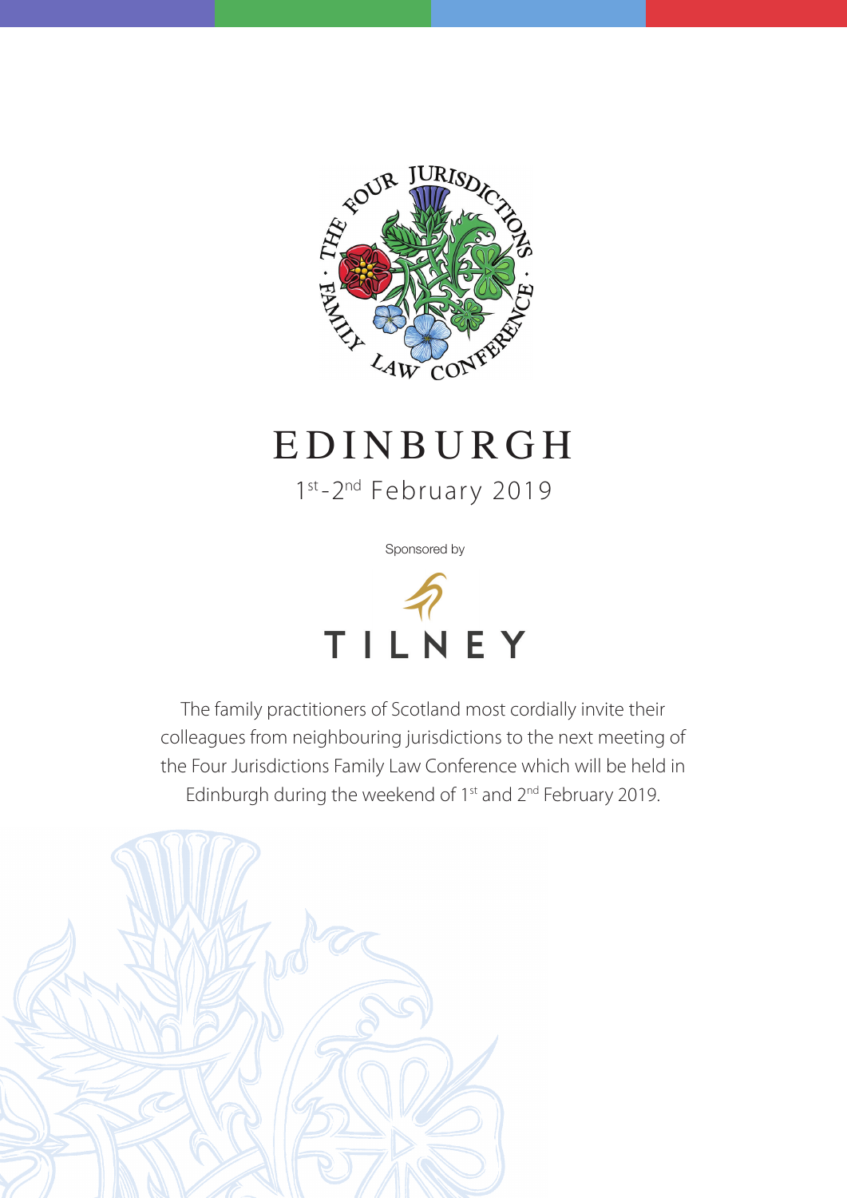THE FOUR JURISDICTIONS · FAMILY LAW CONFERENCE ·

# EDINBURGH

1st-2nd February 2019

Sponsored by

TILNEY

The family practitioners of Scotland most cordially invite their colleagues from neighbouring jurisdictions to the next meeting of the Four Jurisdictions Family Law Conference which will be held in Edinburgh during the weekend of 1st and 2nd February 2019.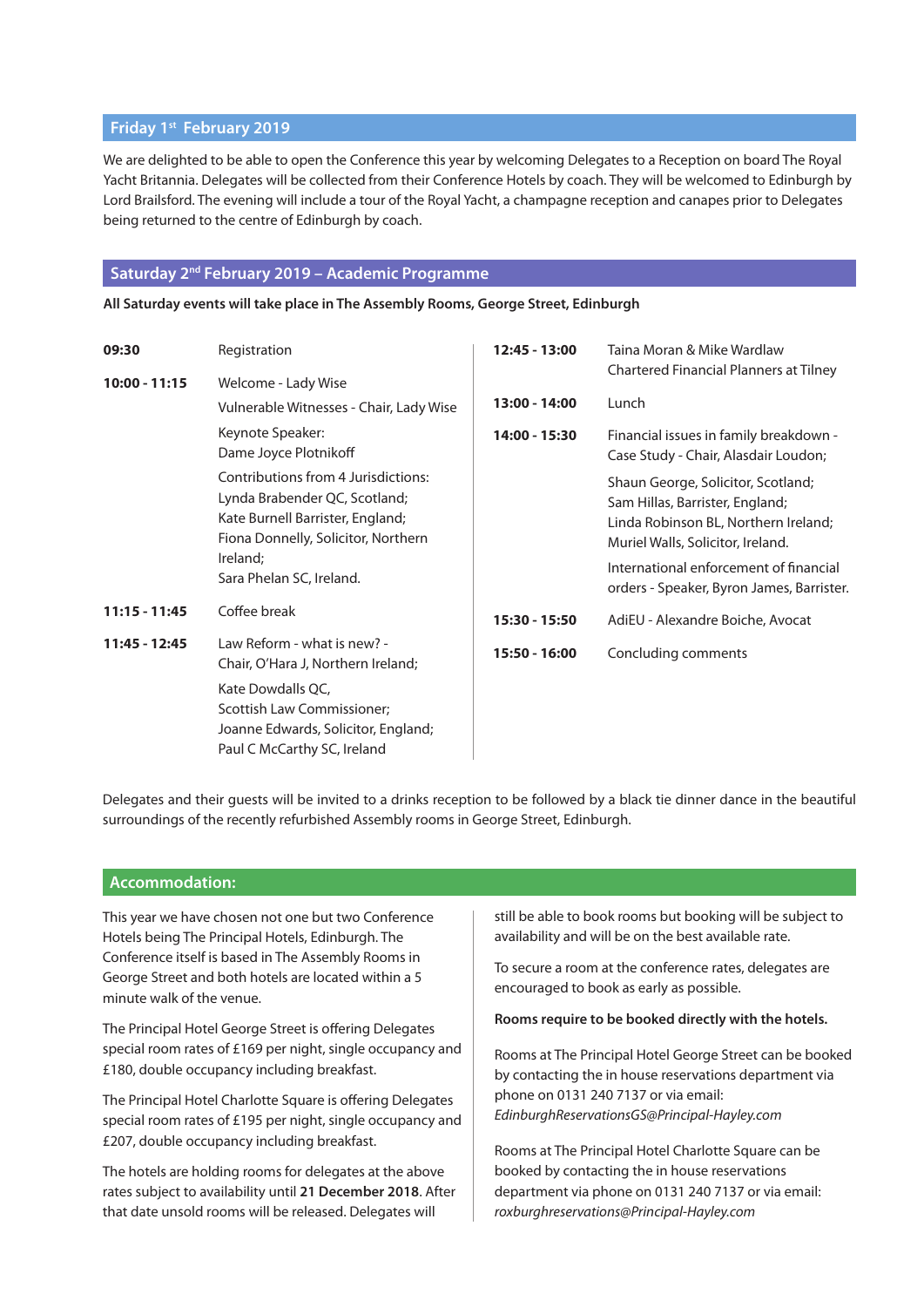## Friday 1st February 2019

We are delighted to be able to open the Conference this year by welcoming Delegates to a Reception on board The Royal Yacht Britannia. Delegates will be collected from their Conference Hotels by coach. They will be welcomed to Edinburgh by Lord Brailsford. The evening will include a tour of the Royal Yacht, a champagne reception and canapes prior to Delegates being returned to the centre of Edinburgh by coach.

## Saturday 2nd February 2019 – Academic Programme

**All Saturday events will take place in The Assembly Rooms, George Street, Edinburgh**

**09:30** Registration

**10:00 - 11:15** Welcome - Lady Wise

Vulnerable Witnesses - Chair, Lady Wise

Keynote Speaker:
Dame Joyce Plotnikoff

Contributions from 4 Jurisdictions:
Lynda Brabender QC, Scotland;
Kate Burnell Barrister, England;
Fiona Donnelly, Solicitor, Northern Ireland;
Sara Phelan SC, Ireland.

**11:15 - 11:45** Coffee break

**11:45 - 12:45** Law Reform - what is new? - Chair, O'Hara J, Northern Ireland;

Kate Dowdalls QC,
Scottish Law Commissioner;
Joanne Edwards, Solicitor, England;
Paul C McCarthy SC, Ireland

**12:45 - 13:00** Taina Moran & Mike Wardlaw
Chartered Financial Planners at Tilney

**13:00 - 14:00** Lunch

**14:00 - 15:30** Financial issues in family breakdown - Case Study - Chair, Alasdair Loudon;

Shaun George, Solicitor, Scotland;
Sam Hillas, Barrister, England;
Linda Robinson BL, Northern Ireland;
Muriel Walls, Solicitor, Ireland.

International enforcement of financial orders - Speaker, Byron James, Barrister.

**15:30 - 15:50** AdiEU - Alexandre Boiche, Avocat

**15:50 - 16:00** Concluding comments

Delegates and their guests will be invited to a drinks reception to be followed by a black tie dinner dance in the beautiful surroundings of the recently refurbished Assembly rooms in George Street, Edinburgh.

## Accommodation:

This year we have chosen not one but two Conference Hotels being The Principal Hotels, Edinburgh. The Conference itself is based in The Assembly Rooms in George Street and both hotels are located within a 5 minute walk of the venue.

The Principal Hotel George Street is offering Delegates special room rates of £169 per night, single occupancy and £180, double occupancy including breakfast.

The Principal Hotel Charlotte Square is offering Delegates special room rates of £195 per night, single occupancy and £207, double occupancy including breakfast.

The hotels are holding rooms for delegates at the above rates subject to availability until **21 December 2018**. After that date unsold rooms will be released. Delegates will still be able to book rooms but booking will be subject to availability and will be on the best available rate.

To secure a room at the conference rates, delegates are encouraged to book as early as possible.

**Rooms require to be booked directly with the hotels.**

Rooms at The Principal Hotel George Street can be booked by contacting the in house reservations department via phone on 0131 240 7137 or via email:
*EdinburghReservationsGS@Principal-Hayley.com*

Rooms at The Principal Hotel Charlotte Square can be booked by contacting the in house reservations department via phone on 0131 240 7137 or via email:
*roxburghreservations@Principal-Hayley.com*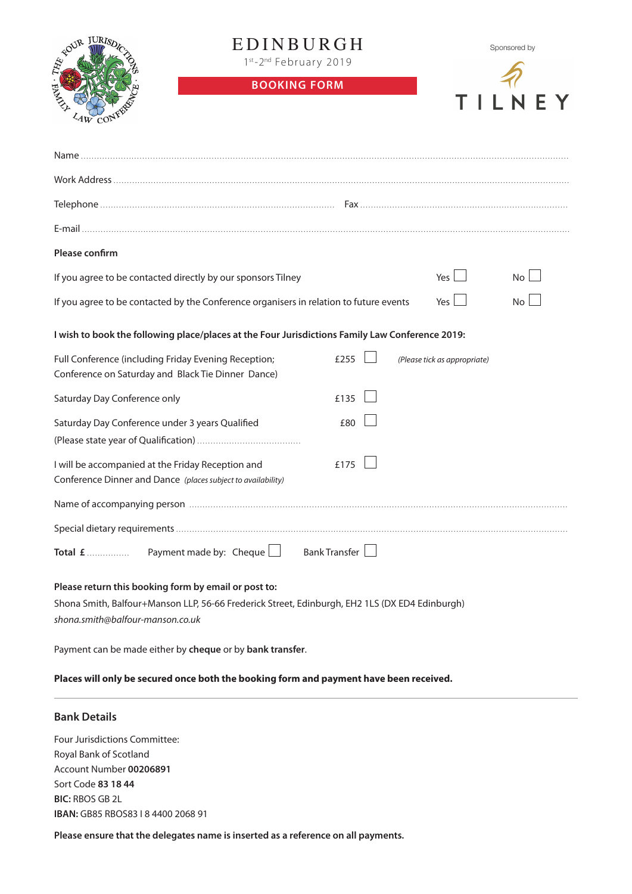# EDINBURGH

1st-2nd February 2019

## BOOKING FORM

Sponsored by

TILNEY

Name ..................................................................................................................................................................

Work Address ....................................................................................................................................................

Telephone .................................................................................. Fax ..........................................................................

E-mail ...................................................................................................................................................................

**Please confirm**

If you agree to be contacted directly by our sponsors Tilney — Yes ☐ No ☐

If you agree to be contacted by the Conference organisers in relation to future events — Yes ☐ No ☐

**I wish to book the following place/places at the Four Jurisdictions Family Law Conference 2019:**

| | | | |
|---|---|---|---|
| Full Conference (including Friday Evening Reception; Conference on Saturday and Black Tie Dinner Dance) | £255 | ☐ | *(Please tick as appropriate)* |
| Saturday Day Conference only | £135 | ☐ | |
| Saturday Day Conference under 3 years Qualified (Please state year of Qualification) ....................................... | £80 | ☐ | |
| I will be accompanied at the Friday Reception and Conference Dinner and Dance *(places subject to availability)* | £175 | ☐ | |

Name of accompanying person ..........................................................................................................................

Special dietary requirements ..............................................................................................................................

**Total £** ............... Payment made by: Cheque ☐ Bank Transfer ☐

**Please return this booking form by email or post to:**

Shona Smith, Balfour+Manson LLP, 56-66 Frederick Street, Edinburgh, EH2 1LS (DX ED4 Edinburgh)

*shona.smith@balfour-manson.co.uk*

Payment can be made either by **cheque** or by **bank transfer**.

**Places will only be secured once both the booking form and payment have been received.**

---

## Bank Details

Four Jurisdictions Committee:
Royal Bank of Scotland
Account Number **00206891**
Sort Code **83 18 44**
**BIC:** RBOS GB 2L
**IBAN:** GB85 RBOS83 I 8 4400 2068 91

**Please ensure that the delegates name is inserted as a reference on all payments.**